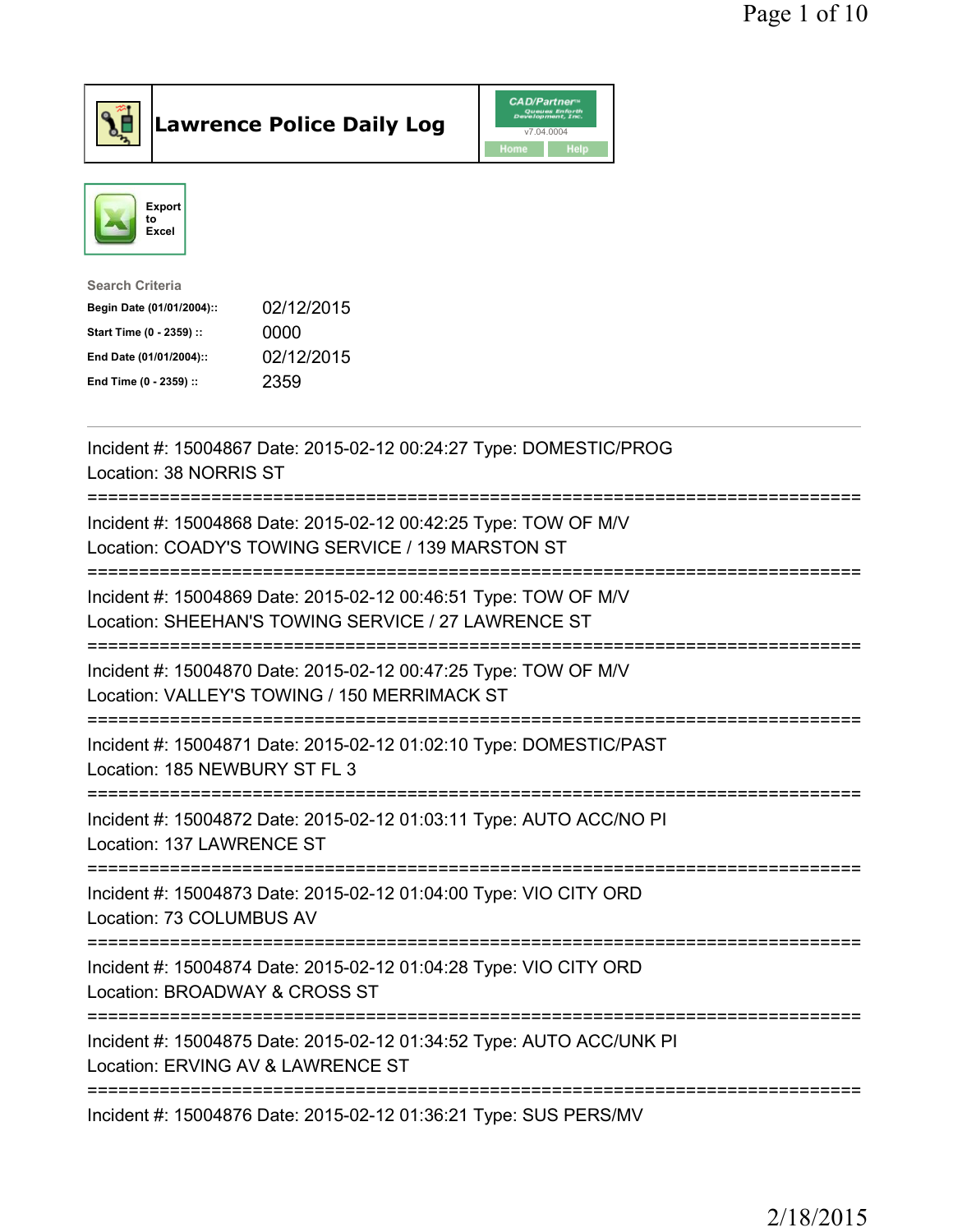# Lawrence Police Daily Log

Export to Excel

**Search Criteria**

| | |
|---|---|
| **Begin Date (01/01/2004)::** | 02/12/2015 |
| **Start Time (0 - 2359) ::** | 0000 |
| **End Date (01/01/2004)::** | 02/12/2015 |
| **End Time (0 - 2359) ::** | 2359 |

Incident #: 15004867 Date: 2015-02-12 00:24:27 Type: DOMESTIC/PROG
Location: 38 NORRIS ST

===========================================================================

Incident #: 15004868 Date: 2015-02-12 00:42:25 Type: TOW OF M/V
Location: COADY'S TOWING SERVICE / 139 MARSTON ST

===========================================================================

Incident #: 15004869 Date: 2015-02-12 00:46:51 Type: TOW OF M/V
Location: SHEEHAN'S TOWING SERVICE / 27 LAWRENCE ST

===========================================================================

Incident #: 15004870 Date: 2015-02-12 00:47:25 Type: TOW OF M/V
Location: VALLEY'S TOWING / 150 MERRIMACK ST

===========================================================================

Incident #: 15004871 Date: 2015-02-12 01:02:10 Type: DOMESTIC/PAST
Location: 185 NEWBURY ST FL 3

===========================================================================

Incident #: 15004872 Date: 2015-02-12 01:03:11 Type: AUTO ACC/NO PI
Location: 137 LAWRENCE ST

===========================================================================

Incident #: 15004873 Date: 2015-02-12 01:04:00 Type: VIO CITY ORD
Location: 73 COLUMBUS AV

===========================================================================

Incident #: 15004874 Date: 2015-02-12 01:04:28 Type: VIO CITY ORD
Location: BROADWAY & CROSS ST

===========================================================================

Incident #: 15004875 Date: 2015-02-12 01:34:52 Type: AUTO ACC/UNK PI
Location: ERVING AV & LAWRENCE ST

===========================================================================

Incident #: 15004876 Date: 2015-02-12 01:36:21 Type: SUS PERS/MV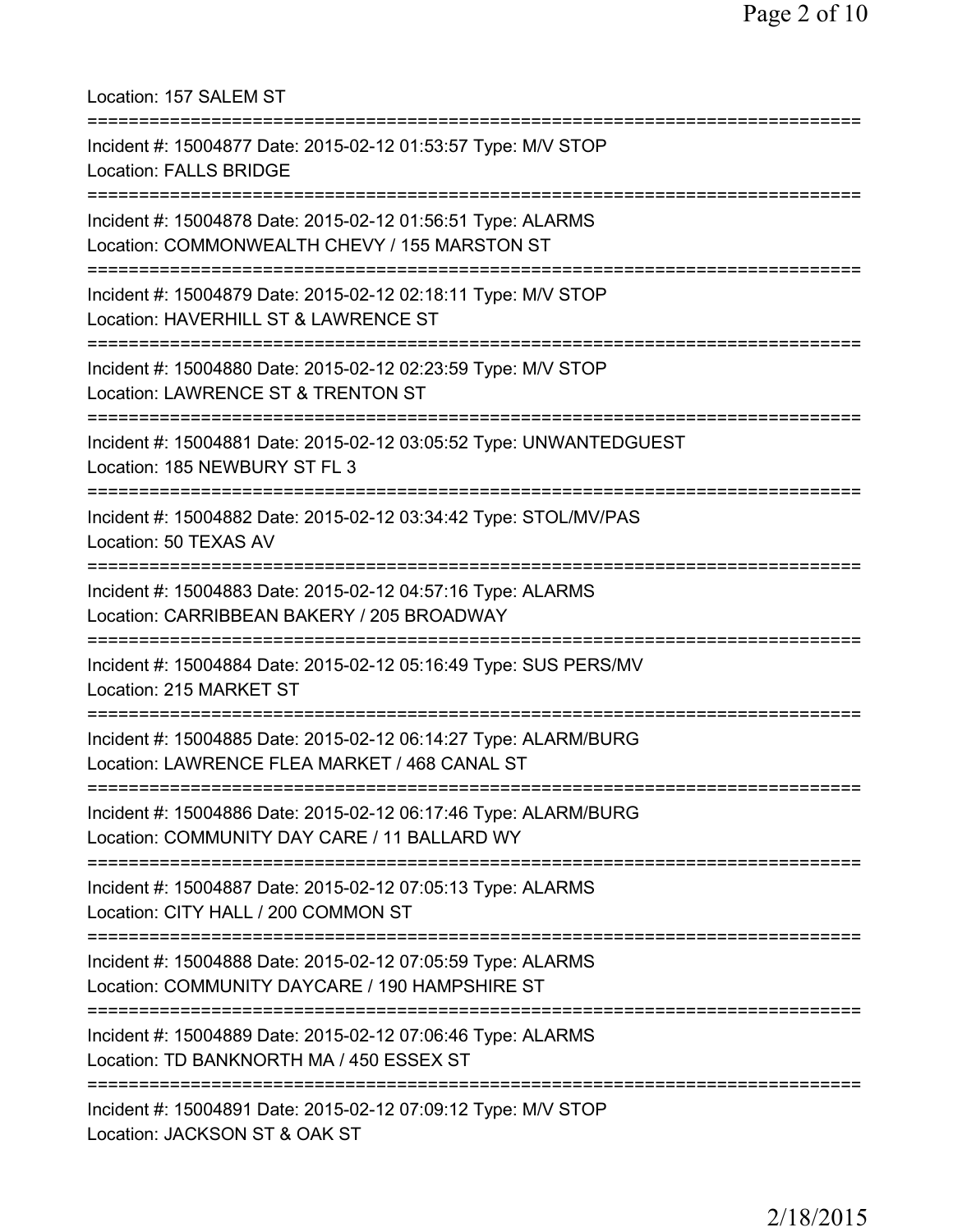Location: 157 SALEM ST

===========================================================================

Incident #: 15004877 Date: 2015-02-12 01:53:57 Type: M/V STOP
Location: FALLS BRIDGE

===========================================================================

Incident #: 15004878 Date: 2015-02-12 01:56:51 Type: ALARMS
Location: COMMONWEALTH CHEVY / 155 MARSTON ST

===========================================================================

Incident #: 15004879 Date: 2015-02-12 02:18:11 Type: M/V STOP
Location: HAVERHILL ST & LAWRENCE ST

===========================================================================

Incident #: 15004880 Date: 2015-02-12 02:23:59 Type: M/V STOP
Location: LAWRENCE ST & TRENTON ST

===========================================================================

Incident #: 15004881 Date: 2015-02-12 03:05:52 Type: UNWANTEDGUEST
Location: 185 NEWBURY ST FL 3

===========================================================================

Incident #: 15004882 Date: 2015-02-12 03:34:42 Type: STOL/MV/PAS
Location: 50 TEXAS AV

===========================================================================

Incident #: 15004883 Date: 2015-02-12 04:57:16 Type: ALARMS
Location: CARRIBBEAN BAKERY / 205 BROADWAY

===========================================================================

Incident #: 15004884 Date: 2015-02-12 05:16:49 Type: SUS PERS/MV
Location: 215 MARKET ST

===========================================================================

Incident #: 15004885 Date: 2015-02-12 06:14:27 Type: ALARM/BURG
Location: LAWRENCE FLEA MARKET / 468 CANAL ST

===========================================================================

Incident #: 15004886 Date: 2015-02-12 06:17:46 Type: ALARM/BURG
Location: COMMUNITY DAY CARE / 11 BALLARD WY

===========================================================================

Incident #: 15004887 Date: 2015-02-12 07:05:13 Type: ALARMS
Location: CITY HALL / 200 COMMON ST

===========================================================================

Incident #: 15004888 Date: 2015-02-12 07:05:59 Type: ALARMS
Location: COMMUNITY DAYCARE / 190 HAMPSHIRE ST

===========================================================================

Incident #: 15004889 Date: 2015-02-12 07:06:46 Type: ALARMS
Location: TD BANKNORTH MA / 450 ESSEX ST

===========================================================================

Incident #: 15004891 Date: 2015-02-12 07:09:12 Type: M/V STOP
Location: JACKSON ST & OAK ST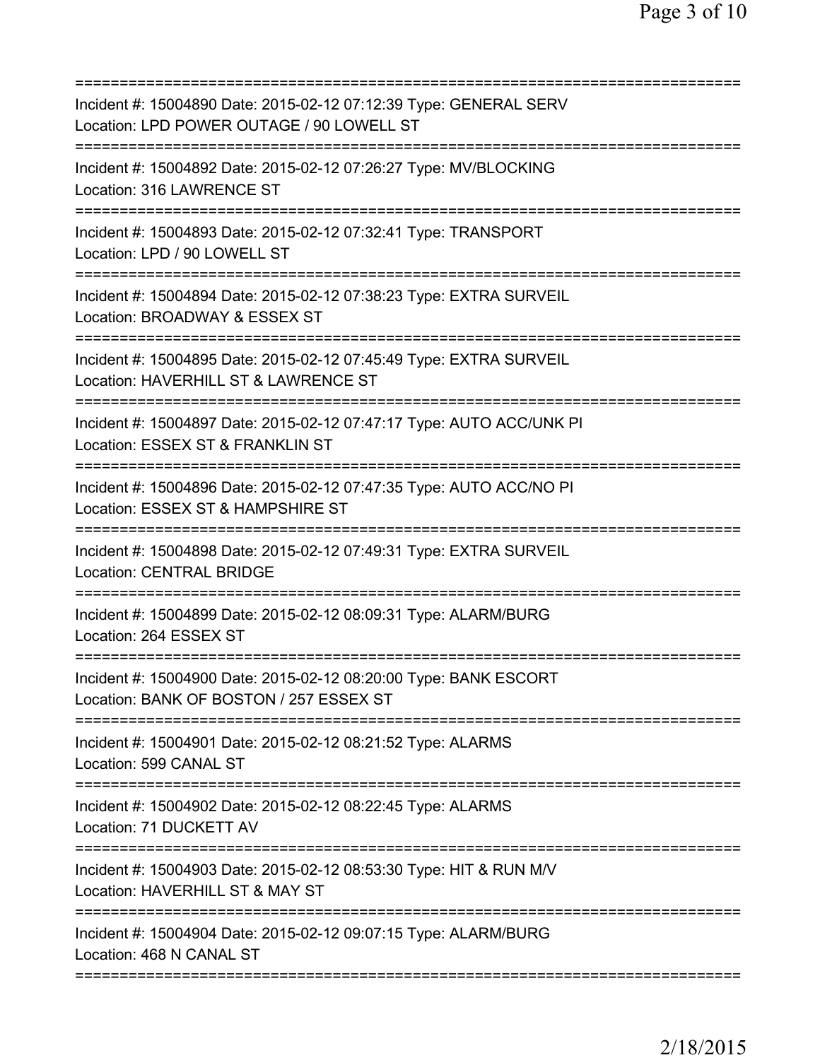Incident #: 15004890 Date: 2015-02-12 07:12:39 Type: GENERAL SERV
Location: LPD POWER OUTAGE / 90 LOWELL ST

Incident #: 15004892 Date: 2015-02-12 07:26:27 Type: MV/BLOCKING
Location: 316 LAWRENCE ST

Incident #: 15004893 Date: 2015-02-12 07:32:41 Type: TRANSPORT
Location: LPD / 90 LOWELL ST

Incident #: 15004894 Date: 2015-02-12 07:38:23 Type: EXTRA SURVEIL
Location: BROADWAY & ESSEX ST

Incident #: 15004895 Date: 2015-02-12 07:45:49 Type: EXTRA SURVEIL
Location: HAVERHILL ST & LAWRENCE ST

Incident #: 15004897 Date: 2015-02-12 07:47:17 Type: AUTO ACC/UNK PI
Location: ESSEX ST & FRANKLIN ST

Incident #: 15004896 Date: 2015-02-12 07:47:35 Type: AUTO ACC/NO PI
Location: ESSEX ST & HAMPSHIRE ST

Incident #: 15004898 Date: 2015-02-12 07:49:31 Type: EXTRA SURVEIL
Location: CENTRAL BRIDGE

Incident #: 15004899 Date: 2015-02-12 08:09:31 Type: ALARM/BURG
Location: 264 ESSEX ST

Incident #: 15004900 Date: 2015-02-12 08:20:00 Type: BANK ESCORT
Location: BANK OF BOSTON / 257 ESSEX ST

Incident #: 15004901 Date: 2015-02-12 08:21:52 Type: ALARMS
Location: 599 CANAL ST

Incident #: 15004902 Date: 2015-02-12 08:22:45 Type: ALARMS
Location: 71 DUCKETT AV

Incident #: 15004903 Date: 2015-02-12 08:53:30 Type: HIT & RUN M/V
Location: HAVERHILL ST & MAY ST

Incident #: 15004904 Date: 2015-02-12 09:07:15 Type: ALARM/BURG
Location: 468 N CANAL ST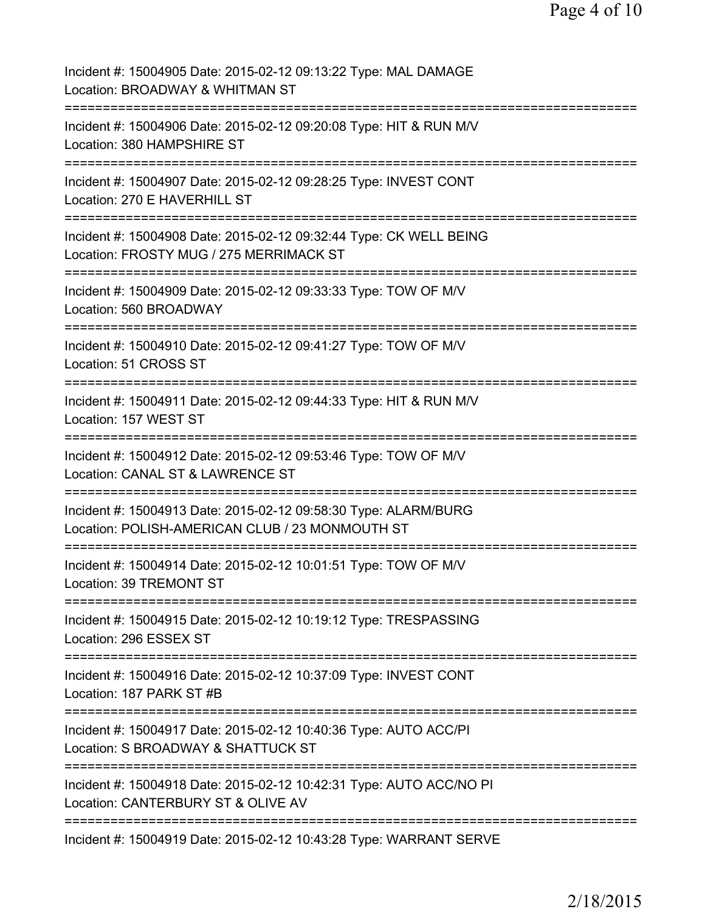Incident #: 15004905 Date: 2015-02-12 09:13:22 Type: MAL DAMAGE
Location: BROADWAY & WHITMAN ST
===========================================================================
Incident #: 15004906 Date: 2015-02-12 09:20:08 Type: HIT & RUN M/V
Location: 380 HAMPSHIRE ST
===========================================================================
Incident #: 15004907 Date: 2015-02-12 09:28:25 Type: INVEST CONT
Location: 270 E HAVERHILL ST
===========================================================================
Incident #: 15004908 Date: 2015-02-12 09:32:44 Type: CK WELL BEING
Location: FROSTY MUG / 275 MERRIMACK ST
===========================================================================
Incident #: 15004909 Date: 2015-02-12 09:33:33 Type: TOW OF M/V
Location: 560 BROADWAY
===========================================================================
Incident #: 15004910 Date: 2015-02-12 09:41:27 Type: TOW OF M/V
Location: 51 CROSS ST
===========================================================================
Incident #: 15004911 Date: 2015-02-12 09:44:33 Type: HIT & RUN M/V
Location: 157 WEST ST
===========================================================================
Incident #: 15004912 Date: 2015-02-12 09:53:46 Type: TOW OF M/V
Location: CANAL ST & LAWRENCE ST
===========================================================================
Incident #: 15004913 Date: 2015-02-12 09:58:30 Type: ALARM/BURG
Location: POLISH-AMERICAN CLUB / 23 MONMOUTH ST
===========================================================================
Incident #: 15004914 Date: 2015-02-12 10:01:51 Type: TOW OF M/V
Location: 39 TREMONT ST
===========================================================================
Incident #: 15004915 Date: 2015-02-12 10:19:12 Type: TRESPASSING
Location: 296 ESSEX ST
===========================================================================
Incident #: 15004916 Date: 2015-02-12 10:37:09 Type: INVEST CONT
Location: 187 PARK ST #B
===========================================================================
Incident #: 15004917 Date: 2015-02-12 10:40:36 Type: AUTO ACC/PI
Location: S BROADWAY & SHATTUCK ST
===========================================================================
Incident #: 15004918 Date: 2015-02-12 10:42:31 Type: AUTO ACC/NO PI
Location: CANTERBURY ST & OLIVE AV
===========================================================================
Incident #: 15004919 Date: 2015-02-12 10:43:28 Type: WARRANT SERVE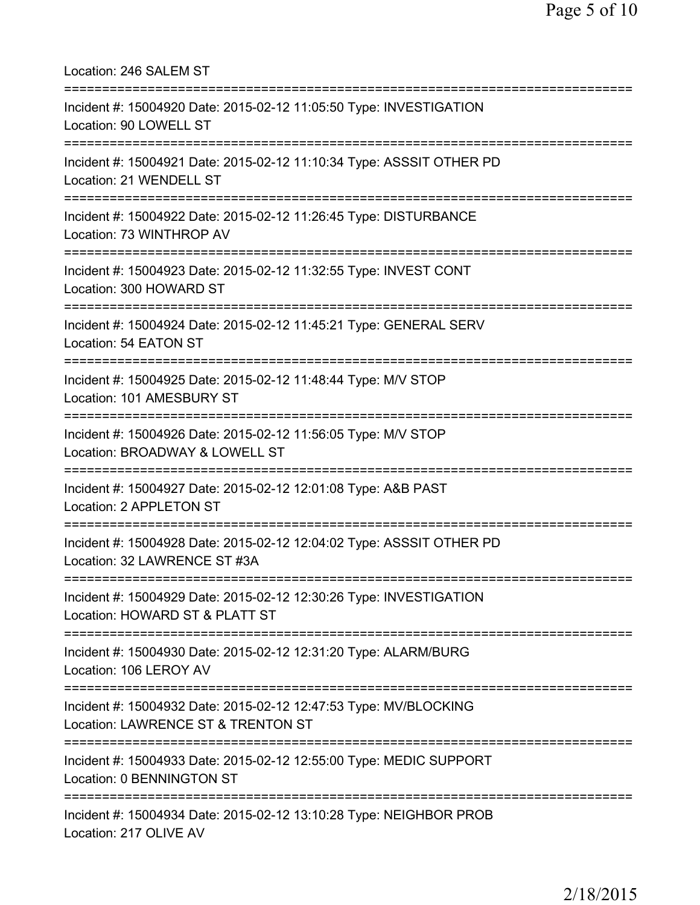Location: 246 SALEM ST

===========================================================================

Incident #: 15004920 Date: 2015-02-12 11:05:50 Type: INVESTIGATION
Location: 90 LOWELL ST

===========================================================================

Incident #: 15004921 Date: 2015-02-12 11:10:34 Type: ASSSIT OTHER PD
Location: 21 WENDELL ST

===========================================================================

Incident #: 15004922 Date: 2015-02-12 11:26:45 Type: DISTURBANCE
Location: 73 WINTHROP AV

===========================================================================

Incident #: 15004923 Date: 2015-02-12 11:32:55 Type: INVEST CONT
Location: 300 HOWARD ST

===========================================================================

Incident #: 15004924 Date: 2015-02-12 11:45:21 Type: GENERAL SERV
Location: 54 EATON ST

===========================================================================

Incident #: 15004925 Date: 2015-02-12 11:48:44 Type: M/V STOP
Location: 101 AMESBURY ST

===========================================================================

Incident #: 15004926 Date: 2015-02-12 11:56:05 Type: M/V STOP
Location: BROADWAY & LOWELL ST

===========================================================================

Incident #: 15004927 Date: 2015-02-12 12:01:08 Type: A&B PAST
Location: 2 APPLETON ST

===========================================================================

Incident #: 15004928 Date: 2015-02-12 12:04:02 Type: ASSSIT OTHER PD
Location: 32 LAWRENCE ST #3A

===========================================================================

Incident #: 15004929 Date: 2015-02-12 12:30:26 Type: INVESTIGATION
Location: HOWARD ST & PLATT ST

===========================================================================

Incident #: 15004930 Date: 2015-02-12 12:31:20 Type: ALARM/BURG
Location: 106 LEROY AV

===========================================================================

Incident #: 15004932 Date: 2015-02-12 12:47:53 Type: MV/BLOCKING
Location: LAWRENCE ST & TRENTON ST

===========================================================================

Incident #: 15004933 Date: 2015-02-12 12:55:00 Type: MEDIC SUPPORT
Location: 0 BENNINGTON ST

===========================================================================

Incident #: 15004934 Date: 2015-02-12 13:10:28 Type: NEIGHBOR PROB
Location: 217 OLIVE AV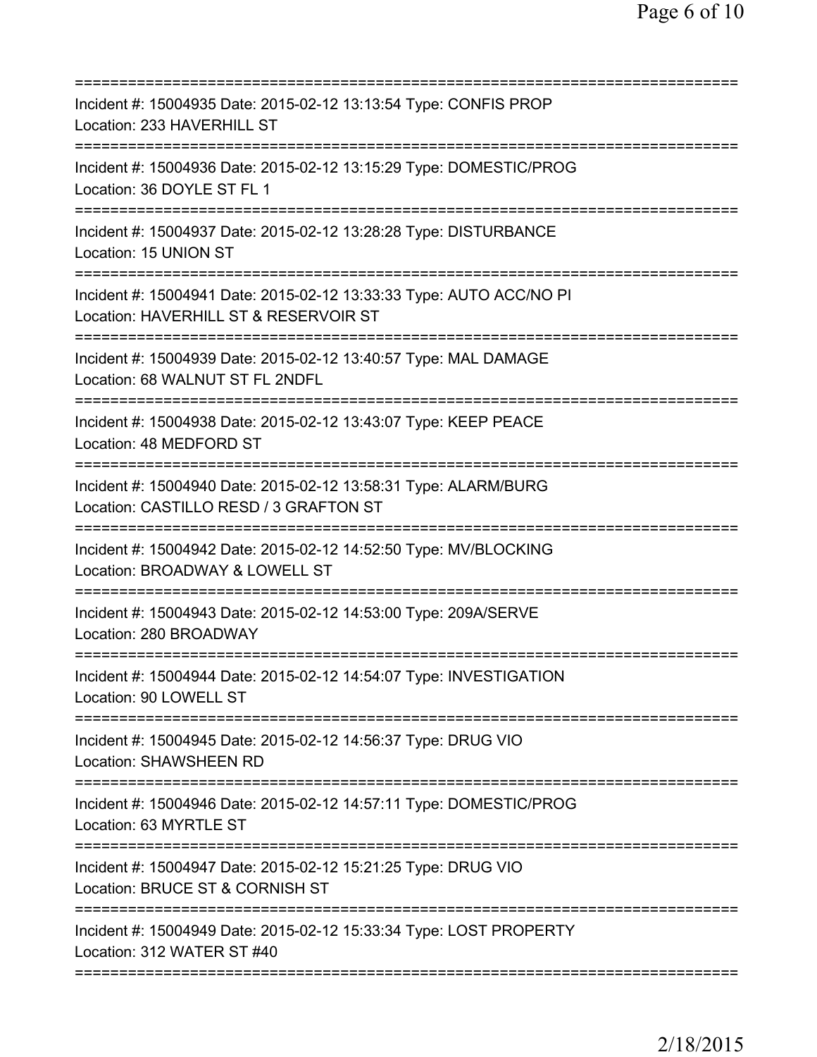===========================================================================
Incident #: 15004935 Date: 2015-02-12 13:13:54 Type: CONFIS PROP
Location: 233 HAVERHILL ST
===========================================================================
Incident #: 15004936 Date: 2015-02-12 13:15:29 Type: DOMESTIC/PROG
Location: 36 DOYLE ST FL 1
===========================================================================
Incident #: 15004937 Date: 2015-02-12 13:28:28 Type: DISTURBANCE
Location: 15 UNION ST
===========================================================================
Incident #: 15004941 Date: 2015-02-12 13:33:33 Type: AUTO ACC/NO PI
Location: HAVERHILL ST & RESERVOIR ST
===========================================================================
Incident #: 15004939 Date: 2015-02-12 13:40:57 Type: MAL DAMAGE
Location: 68 WALNUT ST FL 2NDFL
===========================================================================
Incident #: 15004938 Date: 2015-02-12 13:43:07 Type: KEEP PEACE
Location: 48 MEDFORD ST
===========================================================================
Incident #: 15004940 Date: 2015-02-12 13:58:31 Type: ALARM/BURG
Location: CASTILLO RESD / 3 GRAFTON ST
===========================================================================
Incident #: 15004942 Date: 2015-02-12 14:52:50 Type: MV/BLOCKING
Location: BROADWAY & LOWELL ST
===========================================================================
Incident #: 15004943 Date: 2015-02-12 14:53:00 Type: 209A/SERVE
Location: 280 BROADWAY
===========================================================================
Incident #: 15004944 Date: 2015-02-12 14:54:07 Type: INVESTIGATION
Location: 90 LOWELL ST
===========================================================================
Incident #: 15004945 Date: 2015-02-12 14:56:37 Type: DRUG VIO
Location: SHAWSHEEN RD
===========================================================================
Incident #: 15004946 Date: 2015-02-12 14:57:11 Type: DOMESTIC/PROG
Location: 63 MYRTLE ST
===========================================================================
Incident #: 15004947 Date: 2015-02-12 15:21:25 Type: DRUG VIO
Location: BRUCE ST & CORNISH ST
===========================================================================
Incident #: 15004949 Date: 2015-02-12 15:33:34 Type: LOST PROPERTY
Location: 312 WATER ST #40
===========================================================================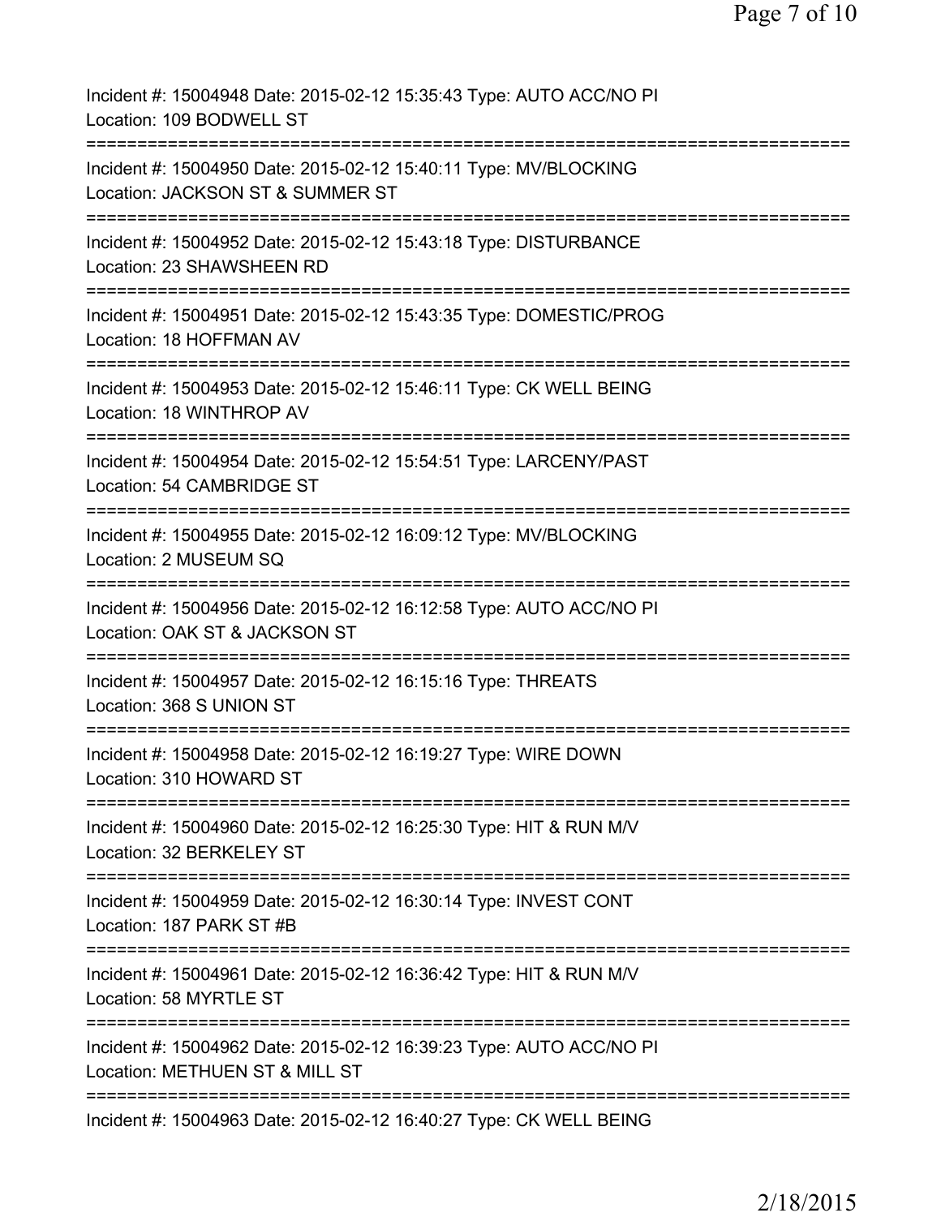Incident #: 15004948 Date: 2015-02-12 15:35:43 Type: AUTO ACC/NO PI
Location: 109 BODWELL ST

===========================================================================

Incident #: 15004950 Date: 2015-02-12 15:40:11 Type: MV/BLOCKING
Location: JACKSON ST & SUMMER ST

===========================================================================

Incident #: 15004952 Date: 2015-02-12 15:43:18 Type: DISTURBANCE
Location: 23 SHAWSHEEN RD

===========================================================================

Incident #: 15004951 Date: 2015-02-12 15:43:35 Type: DOMESTIC/PROG
Location: 18 HOFFMAN AV

===========================================================================

Incident #: 15004953 Date: 2015-02-12 15:46:11 Type: CK WELL BEING
Location: 18 WINTHROP AV

===========================================================================

Incident #: 15004954 Date: 2015-02-12 15:54:51 Type: LARCENY/PAST
Location: 54 CAMBRIDGE ST

===========================================================================

Incident #: 15004955 Date: 2015-02-12 16:09:12 Type: MV/BLOCKING
Location: 2 MUSEUM SQ

===========================================================================

Incident #: 15004956 Date: 2015-02-12 16:12:58 Type: AUTO ACC/NO PI
Location: OAK ST & JACKSON ST

===========================================================================

Incident #: 15004957 Date: 2015-02-12 16:15:16 Type: THREATS
Location: 368 S UNION ST

===========================================================================

Incident #: 15004958 Date: 2015-02-12 16:19:27 Type: WIRE DOWN
Location: 310 HOWARD ST

===========================================================================

Incident #: 15004960 Date: 2015-02-12 16:25:30 Type: HIT & RUN M/V
Location: 32 BERKELEY ST

===========================================================================

Incident #: 15004959 Date: 2015-02-12 16:30:14 Type: INVEST CONT
Location: 187 PARK ST #B

===========================================================================

Incident #: 15004961 Date: 2015-02-12 16:36:42 Type: HIT & RUN M/V
Location: 58 MYRTLE ST

===========================================================================

Incident #: 15004962 Date: 2015-02-12 16:39:23 Type: AUTO ACC/NO PI
Location: METHUEN ST & MILL ST

===========================================================================

Incident #: 15004963 Date: 2015-02-12 16:40:27 Type: CK WELL BEING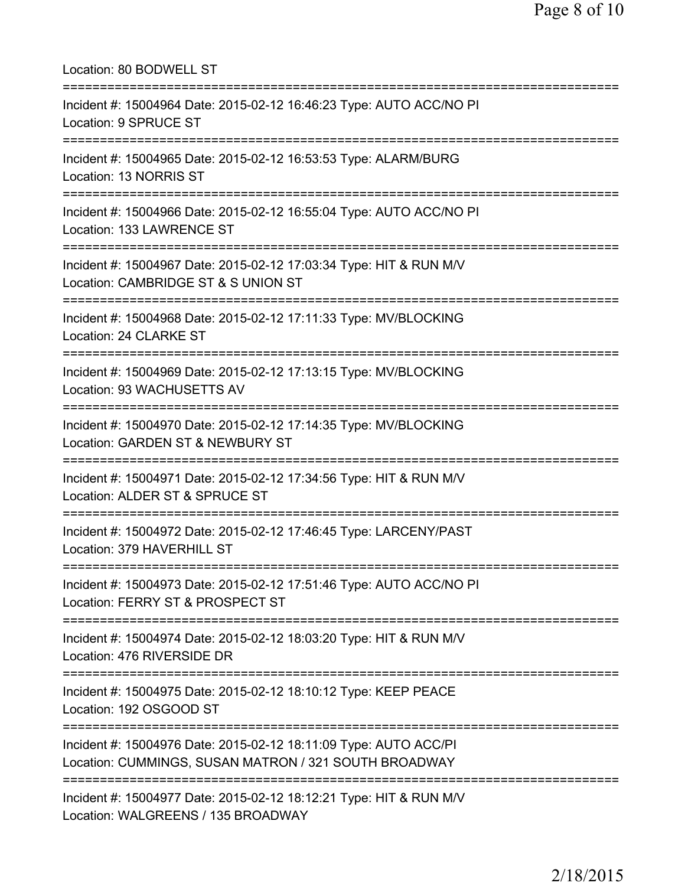Location: 80 BODWELL ST

===========================================================================

Incident #: 15004964 Date: 2015-02-12 16:46:23 Type: AUTO ACC/NO PI
Location: 9 SPRUCE ST

===========================================================================

Incident #: 15004965 Date: 2015-02-12 16:53:53 Type: ALARM/BURG
Location: 13 NORRIS ST

===========================================================================

Incident #: 15004966 Date: 2015-02-12 16:55:04 Type: AUTO ACC/NO PI
Location: 133 LAWRENCE ST

===========================================================================

Incident #: 15004967 Date: 2015-02-12 17:03:34 Type: HIT & RUN M/V
Location: CAMBRIDGE ST & S UNION ST

===========================================================================

Incident #: 15004968 Date: 2015-02-12 17:11:33 Type: MV/BLOCKING
Location: 24 CLARKE ST

===========================================================================

Incident #: 15004969 Date: 2015-02-12 17:13:15 Type: MV/BLOCKING
Location: 93 WACHUSETTS AV

===========================================================================

Incident #: 15004970 Date: 2015-02-12 17:14:35 Type: MV/BLOCKING
Location: GARDEN ST & NEWBURY ST

===========================================================================

Incident #: 15004971 Date: 2015-02-12 17:34:56 Type: HIT & RUN M/V
Location: ALDER ST & SPRUCE ST

===========================================================================

Incident #: 15004972 Date: 2015-02-12 17:46:45 Type: LARCENY/PAST
Location: 379 HAVERHILL ST

===========================================================================

Incident #: 15004973 Date: 2015-02-12 17:51:46 Type: AUTO ACC/NO PI
Location: FERRY ST & PROSPECT ST

===========================================================================

Incident #: 15004974 Date: 2015-02-12 18:03:20 Type: HIT & RUN M/V
Location: 476 RIVERSIDE DR

===========================================================================

Incident #: 15004975 Date: 2015-02-12 18:10:12 Type: KEEP PEACE
Location: 192 OSGOOD ST

===========================================================================

Incident #: 15004976 Date: 2015-02-12 18:11:09 Type: AUTO ACC/PI
Location: CUMMINGS, SUSAN MATRON / 321 SOUTH BROADWAY

===========================================================================

Incident #: 15004977 Date: 2015-02-12 18:12:21 Type: HIT & RUN M/V
Location: WALGREENS / 135 BROADWAY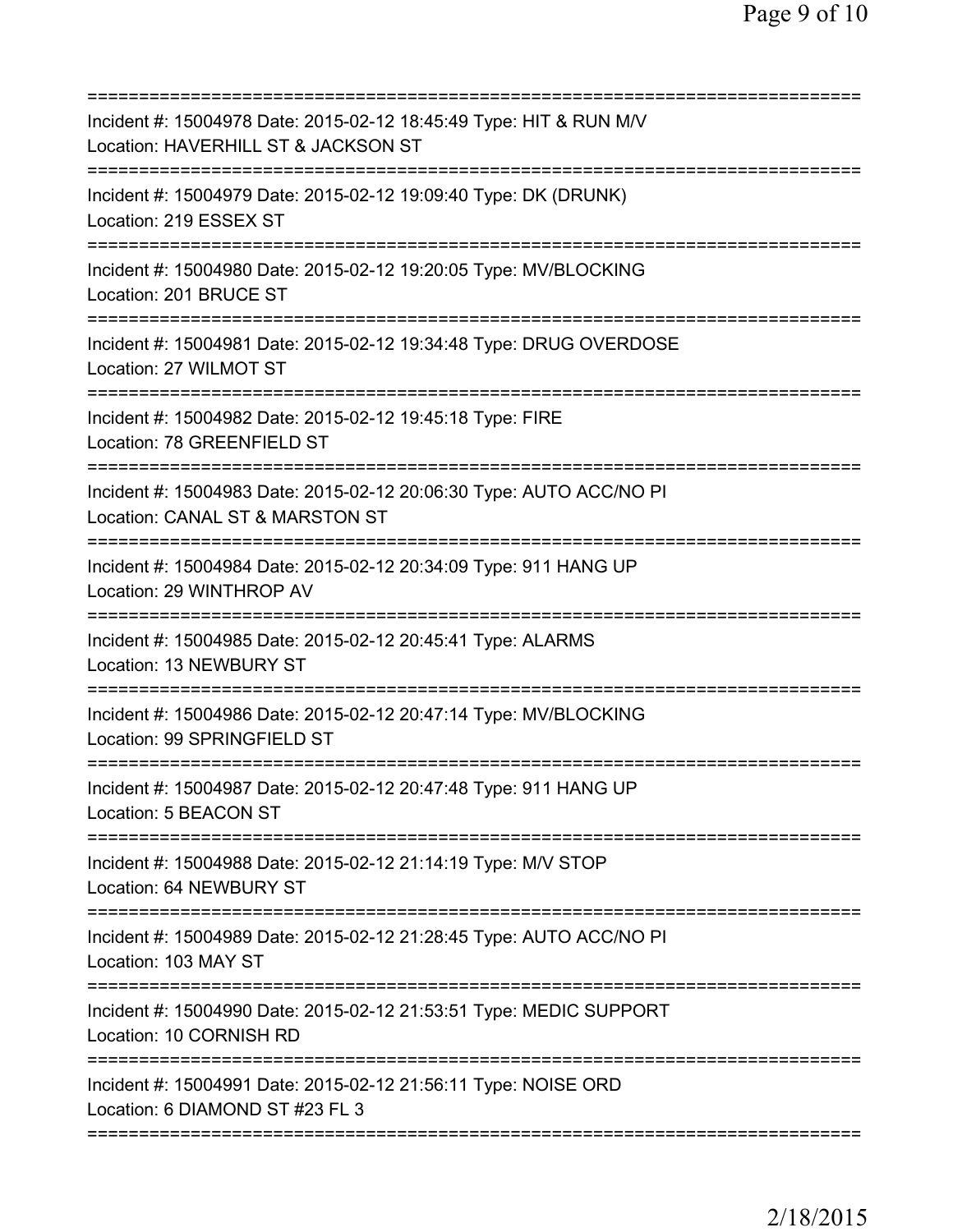===========================================================================
Incident #: 15004978 Date: 2015-02-12 18:45:49 Type: HIT & RUN M/V
Location: HAVERHILL ST & JACKSON ST
===========================================================================
Incident #: 15004979 Date: 2015-02-12 19:09:40 Type: DK (DRUNK)
Location: 219 ESSEX ST
===========================================================================
Incident #: 15004980 Date: 2015-02-12 19:20:05 Type: MV/BLOCKING
Location: 201 BRUCE ST
===========================================================================
Incident #: 15004981 Date: 2015-02-12 19:34:48 Type: DRUG OVERDOSE
Location: 27 WILMOT ST
===========================================================================
Incident #: 15004982 Date: 2015-02-12 19:45:18 Type: FIRE
Location: 78 GREENFIELD ST
===========================================================================
Incident #: 15004983 Date: 2015-02-12 20:06:30 Type: AUTO ACC/NO PI
Location: CANAL ST & MARSTON ST
===========================================================================
Incident #: 15004984 Date: 2015-02-12 20:34:09 Type: 911 HANG UP
Location: 29 WINTHROP AV
===========================================================================
Incident #: 15004985 Date: 2015-02-12 20:45:41 Type: ALARMS
Location: 13 NEWBURY ST
===========================================================================
Incident #: 15004986 Date: 2015-02-12 20:47:14 Type: MV/BLOCKING
Location: 99 SPRINGFIELD ST
===========================================================================
Incident #: 15004987 Date: 2015-02-12 20:47:48 Type: 911 HANG UP
Location: 5 BEACON ST
===========================================================================
Incident #: 15004988 Date: 2015-02-12 21:14:19 Type: M/V STOP
Location: 64 NEWBURY ST
===========================================================================
Incident #: 15004989 Date: 2015-02-12 21:28:45 Type: AUTO ACC/NO PI
Location: 103 MAY ST
===========================================================================
Incident #: 15004990 Date: 2015-02-12 21:53:51 Type: MEDIC SUPPORT
Location: 10 CORNISH RD
===========================================================================
Incident #: 15004991 Date: 2015-02-12 21:56:11 Type: NOISE ORD
Location: 6 DIAMOND ST #23 FL 3
===========================================================================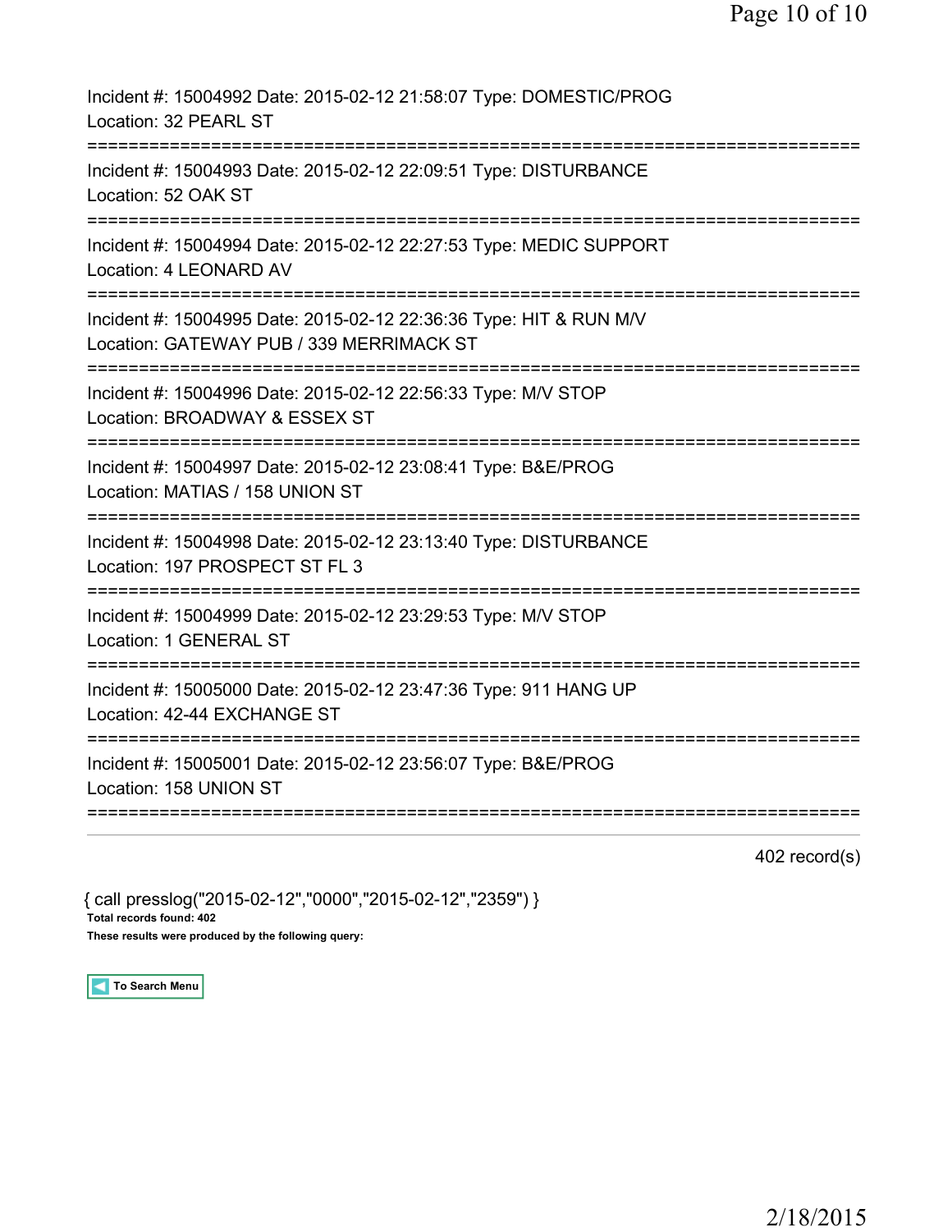Incident #: 15004992 Date: 2015-02-12 21:58:07 Type: DOMESTIC/PROG
Location: 32 PEARL ST

===========================================================================

Incident #: 15004993 Date: 2015-02-12 22:09:51 Type: DISTURBANCE
Location: 52 OAK ST

===========================================================================

Incident #: 15004994 Date: 2015-02-12 22:27:53 Type: MEDIC SUPPORT
Location: 4 LEONARD AV

===========================================================================

Incident #: 15004995 Date: 2015-02-12 22:36:36 Type: HIT & RUN M/V
Location: GATEWAY PUB / 339 MERRIMACK ST

===========================================================================

Incident #: 15004996 Date: 2015-02-12 22:56:33 Type: M/V STOP
Location: BROADWAY & ESSEX ST

===========================================================================

Incident #: 15004997 Date: 2015-02-12 23:08:41 Type: B&E/PROG
Location: MATIAS / 158 UNION ST

===========================================================================

Incident #: 15004998 Date: 2015-02-12 23:13:40 Type: DISTURBANCE
Location: 197 PROSPECT ST FL 3

===========================================================================

Incident #: 15004999 Date: 2015-02-12 23:29:53 Type: M/V STOP
Location: 1 GENERAL ST

===========================================================================

Incident #: 15005000 Date: 2015-02-12 23:47:36 Type: 911 HANG UP
Location: 42-44 EXCHANGE ST

===========================================================================

Incident #: 15005001 Date: 2015-02-12 23:56:07 Type: B&E/PROG
Location: 158 UNION ST

===========================================================================

402 record(s)

{ call presslog("2015-02-12","0000","2015-02-12","2359") }

**Total records found: 402**

**These results were produced by the following query:**

To Search Menu